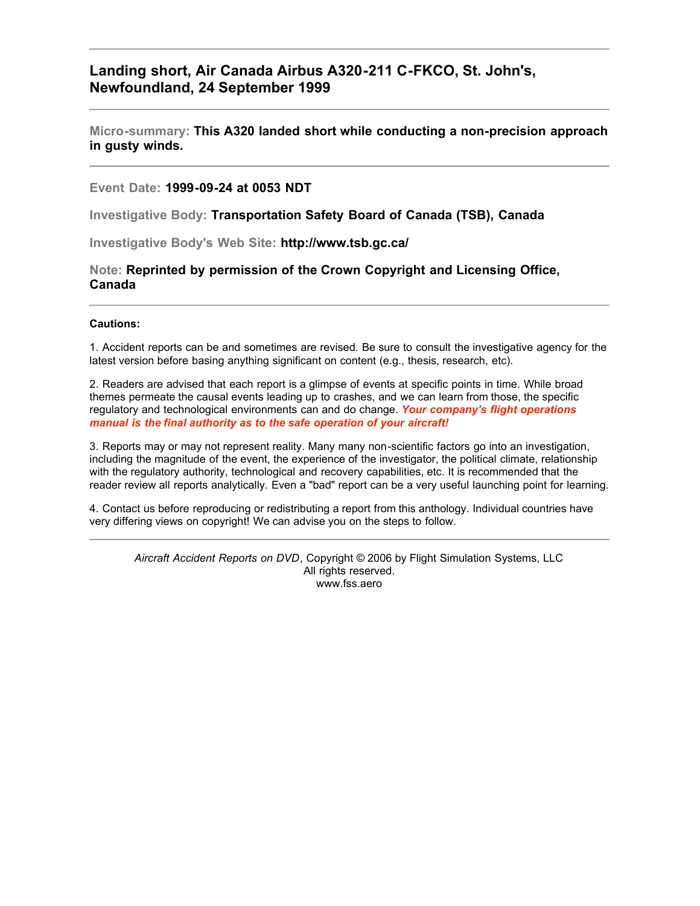# Landing short, Air Canada Airbus A320-211 C-FKCO, St. John's, Newfoundland, 24 September 1999

---

**Micro-summary: This A320 landed short while conducting a non-precision approach in gusty winds.**

---

**Event Date: 1999-09-24 at 0053 NDT**

**Investigative Body: Transportation Safety Board of Canada (TSB), Canada**

**Investigative Body's Web Site: http://www.tsb.gc.ca/**

**Note: Reprinted by permission of the Crown Copyright and Licensing Office, Canada**

---

**Cautions:**

1. Accident reports can be and sometimes are revised. Be sure to consult the investigative agency for the latest version before basing anything significant on content (e.g., thesis, research, etc).

2. Readers are advised that each report is a glimpse of events at specific points in time. While broad themes permeate the causal events leading up to crashes, and we can learn from those, the specific regulatory and technological environments can and do change. ***Your company's flight operations manual is the final authority as to the safe operation of your aircraft!***

3. Reports may or may not represent reality. Many many non-scientific factors go into an investigation, including the magnitude of the event, the experience of the investigator, the political climate, relationship with the regulatory authority, technological and recovery capabilities, etc. It is recommended that the reader review all reports analytically. Even a "bad" report can be a very useful launching point for learning.

4. Contact us before reproducing or redistributing a report from this anthology. Individual countries have very differing views on copyright! We can advise you on the steps to follow.

---

*Aircraft Accident Reports on DVD*, Copyright © 2006 by Flight Simulation Systems, LLC
All rights reserved.
www.fss.aero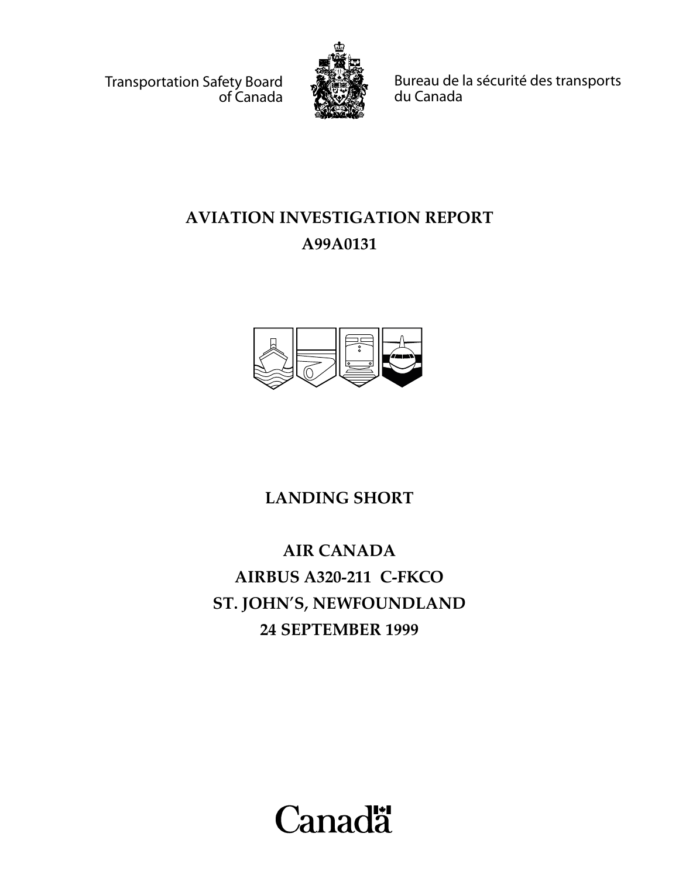Transportation Safety Board of Canada

Bureau de la sécurité des transports du Canada

# AVIATION INVESTIGATION REPORT

# A99A0131

## LANDING SHORT

## AIR CANADA

## AIRBUS A320-211 C-FKCO

## ST. JOHN'S, NEWFOUNDLAND

## 24 SEPTEMBER 1999

Canada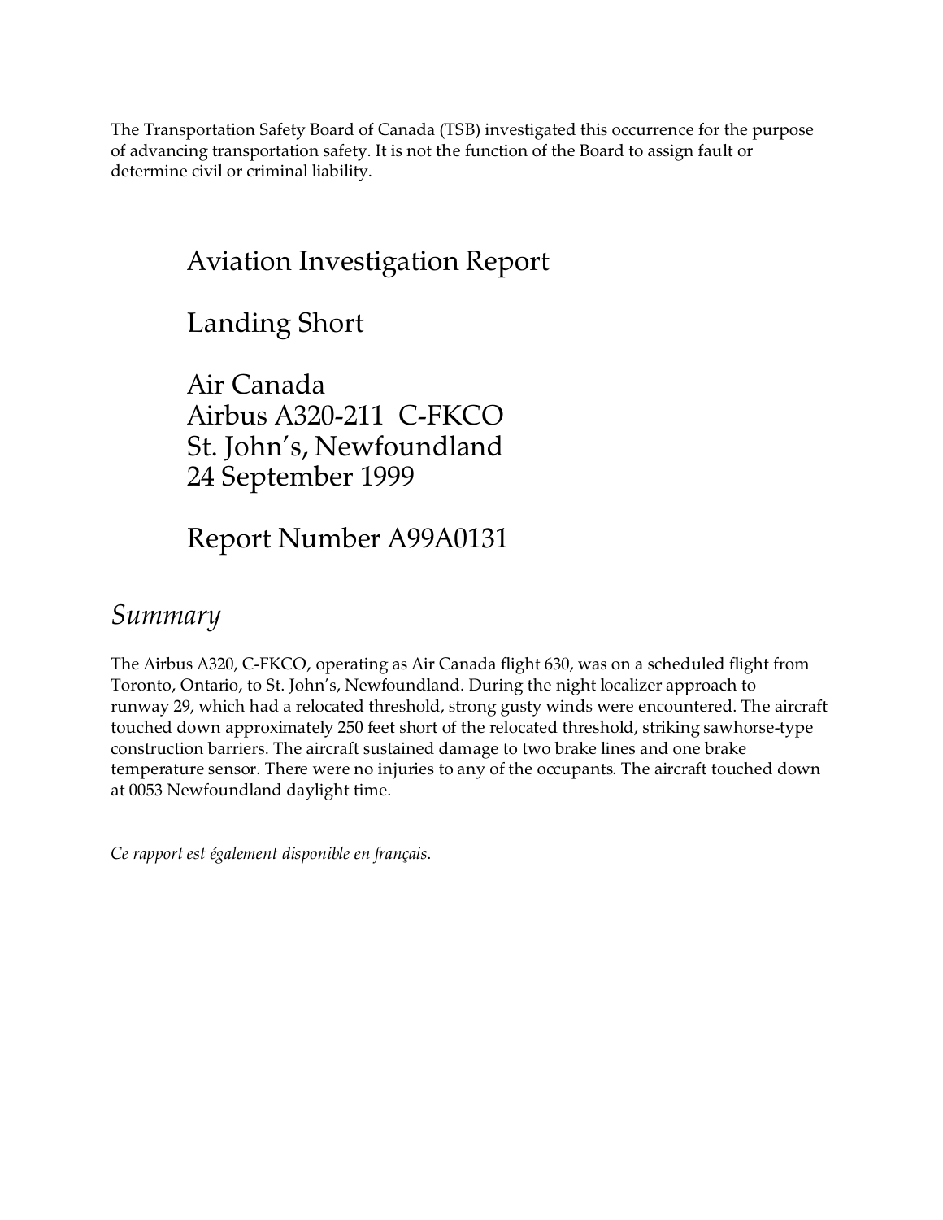The Transportation Safety Board of Canada (TSB) investigated this occurrence for the purpose of advancing transportation safety. It is not the function of the Board to assign fault or determine civil or criminal liability.

# Aviation Investigation Report

# Landing Short

# Air Canada
# Airbus A320-211 C-FKCO
# St. John's, Newfoundland
# 24 September 1999

# Report Number A99A0131

## *Summary*

The Airbus A320, C-FKCO, operating as Air Canada flight 630, was on a scheduled flight from Toronto, Ontario, to St. John's, Newfoundland. During the night localizer approach to runway 29, which had a relocated threshold, strong gusty winds were encountered. The aircraft touched down approximately 250 feet short of the relocated threshold, striking sawhorse-type construction barriers. The aircraft sustained damage to two brake lines and one brake temperature sensor. There were no injuries to any of the occupants. The aircraft touched down at 0053 Newfoundland daylight time.

*Ce rapport est également disponible en français.*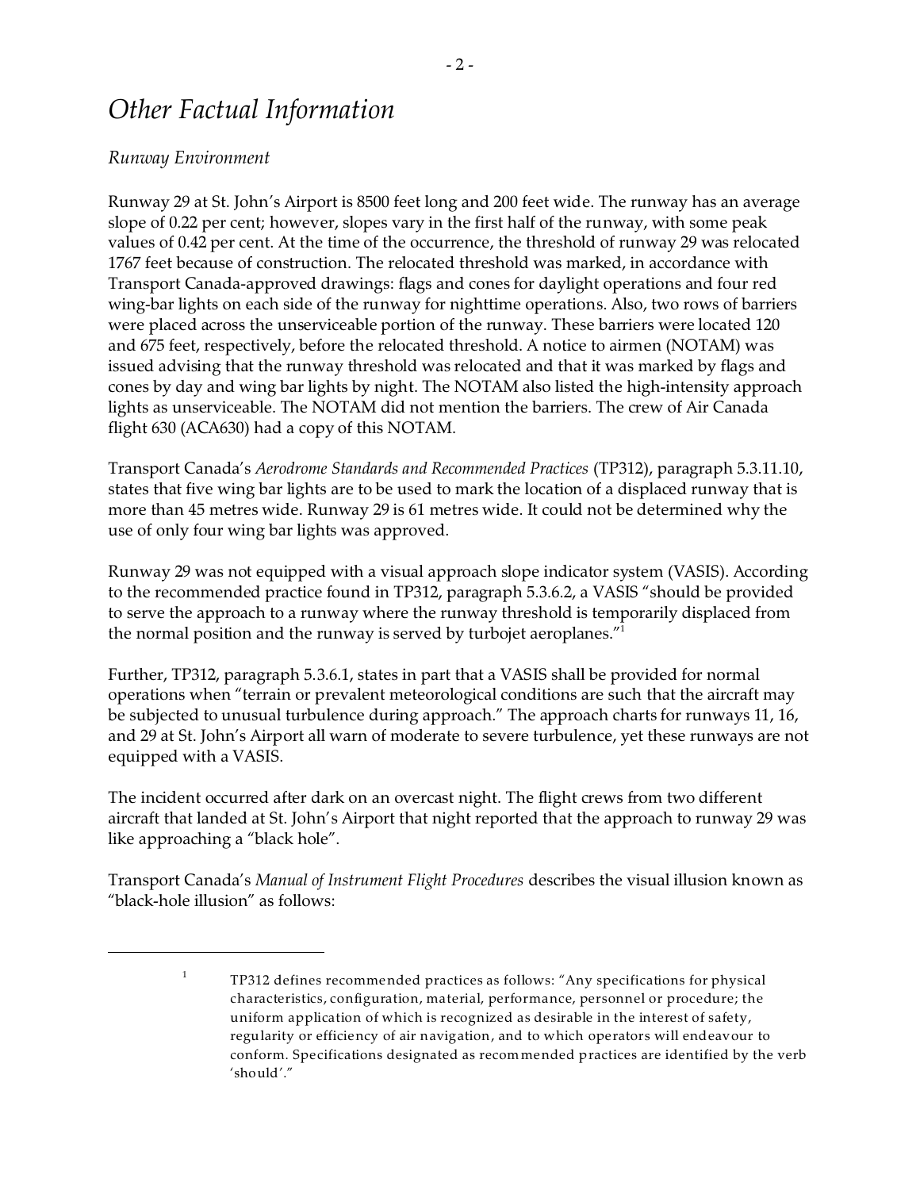# *Other Factual Information*

*Runway Environment*

Runway 29 at St. John's Airport is 8500 feet long and 200 feet wide. The runway has an average slope of 0.22 per cent; however, slopes vary in the first half of the runway, with some peak values of 0.42 per cent. At the time of the occurrence, the threshold of runway 29 was relocated 1767 feet because of construction. The relocated threshold was marked, in accordance with Transport Canada-approved drawings: flags and cones for daylight operations and four red wing-bar lights on each side of the runway for nighttime operations. Also, two rows of barriers were placed across the unserviceable portion of the runway. These barriers were located 120 and 675 feet, respectively, before the relocated threshold. A notice to airmen (NOTAM) was issued advising that the runway threshold was relocated and that it was marked by flags and cones by day and wing bar lights by night. The NOTAM also listed the high-intensity approach lights as unserviceable. The NOTAM did not mention the barriers. The crew of Air Canada flight 630 (ACA630) had a copy of this NOTAM.

Transport Canada's *Aerodrome Standards and Recommended Practices* (TP312), paragraph 5.3.11.10, states that five wing bar lights are to be used to mark the location of a displaced runway that is more than 45 metres wide. Runway 29 is 61 metres wide. It could not be determined why the use of only four wing bar lights was approved.

Runway 29 was not equipped with a visual approach slope indicator system (VASIS). According to the recommended practice found in TP312, paragraph 5.3.6.2, a VASIS "should be provided to serve the approach to a runway where the runway threshold is temporarily displaced from the normal position and the runway is served by turbojet aeroplanes."[1]

Further, TP312, paragraph 5.3.6.1, states in part that a VASIS shall be provided for normal operations when "terrain or prevalent meteorological conditions are such that the aircraft may be subjected to unusual turbulence during approach." The approach charts for runways 11, 16, and 29 at St. John's Airport all warn of moderate to severe turbulence, yet these runways are not equipped with a VASIS.

The incident occurred after dark on an overcast night. The flight crews from two different aircraft that landed at St. John's Airport that night reported that the approach to runway 29 was like approaching a "black hole".

Transport Canada's *Manual of Instrument Flight Procedures* describes the visual illusion known as "black-hole illusion" as follows:

---

[1] TP312 defines recommended practices as follows: "Any specifications for physical characteristics, configuration, material, performance, personnel or procedure; the uniform application of which is recognized as desirable in the interest of safety, regularity or efficiency of air navigation, and to which operators will endeavour to conform. Specifications designated as recommended practices are identified by the verb 'should'."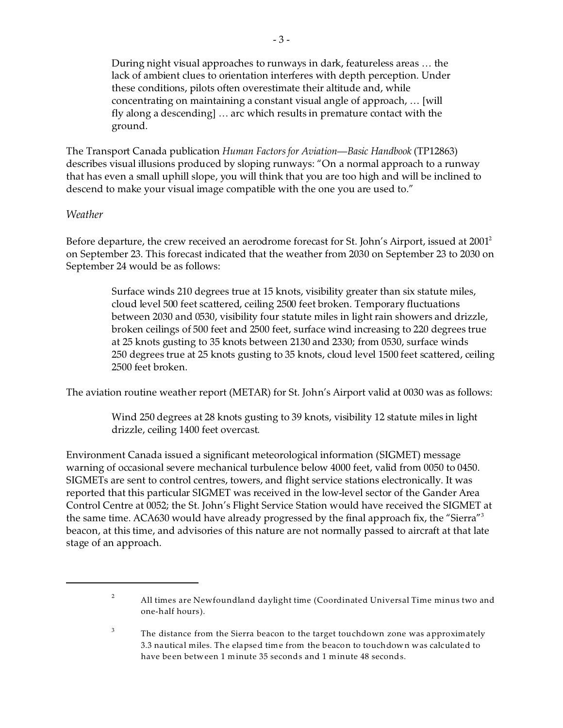> During night visual approaches to runways in dark, featureless areas … the lack of ambient clues to orientation interferes with depth perception. Under these conditions, pilots often overestimate their altitude and, while concentrating on maintaining a constant visual angle of approach, … [will fly along a descending] … arc which results in premature contact with the ground.

The Transport Canada publication *Human Factors for Aviation—Basic Handbook* (TP12863) describes visual illusions produced by sloping runways: "On a normal approach to a runway that has even a small uphill slope, you will think that you are too high and will be inclined to descend to make your visual image compatible with the one you are used to."

*Weather*

Before departure, the crew received an aerodrome forecast for St. John's Airport, issued at 2001[2] on September 23. This forecast indicated that the weather from 2030 on September 23 to 2030 on September 24 would be as follows:

> Surface winds 210 degrees true at 15 knots, visibility greater than six statute miles, cloud level 500 feet scattered, ceiling 2500 feet broken. Temporary fluctuations between 2030 and 0530, visibility four statute miles in light rain showers and drizzle, broken ceilings of 500 feet and 2500 feet, surface wind increasing to 220 degrees true at 25 knots gusting to 35 knots between 2130 and 2330; from 0530, surface winds 250 degrees true at 25 knots gusting to 35 knots, cloud level 1500 feet scattered, ceiling 2500 feet broken.

The aviation routine weather report (METAR) for St. John's Airport valid at 0030 was as follows:

> Wind 250 degrees at 28 knots gusting to 39 knots, visibility 12 statute miles in light drizzle, ceiling 1400 feet overcast.

Environment Canada issued a significant meteorological information (SIGMET) message warning of occasional severe mechanical turbulence below 4000 feet, valid from 0050 to 0450. SIGMETs are sent to control centres, towers, and flight service stations electronically. It was reported that this particular SIGMET was received in the low-level sector of the Gander Area Control Centre at 0052; the St. John's Flight Service Station would have received the SIGMET at the same time. ACA630 would have already progressed by the final approach fix, the "Sierra"[3] beacon, at this time, and advisories of this nature are not normally passed to aircraft at that late stage of an approach.

---

[2] All times are Newfoundland daylight time (Coordinated Universal Time minus two and one-half hours).

[3] The distance from the Sierra beacon to the target touchdown zone was approximately 3.3 nautical miles. The elapsed time from the beacon to touchdown was calculated to have been between 1 minute 35 seconds and 1 minute 48 seconds.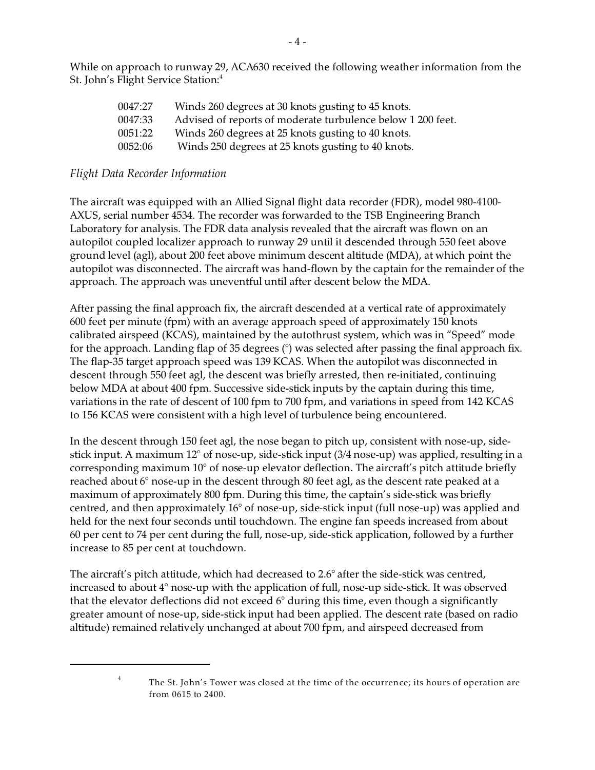While on approach to runway 29, ACA630 received the following weather information from the St. John's Flight Service Station:[4]

| | |
|---|---|
| 0047:27 | Winds 260 degrees at 30 knots gusting to 45 knots. |
| 0047:33 | Advised of reports of moderate turbulence below 1 200 feet. |
| 0051:22 | Winds 260 degrees at 25 knots gusting to 40 knots. |
| 0052:06 | Winds 250 degrees at 25 knots gusting to 40 knots. |

*Flight Data Recorder Information*

The aircraft was equipped with an Allied Signal flight data recorder (FDR), model 980-4100-AXUS, serial number 4534. The recorder was forwarded to the TSB Engineering Branch Laboratory for analysis. The FDR data analysis revealed that the aircraft was flown on an autopilot coupled localizer approach to runway 29 until it descended through 550 feet above ground level (agl), about 200 feet above minimum descent altitude (MDA), at which point the autopilot was disconnected. The aircraft was hand-flown by the captain for the remainder of the approach. The approach was uneventful until after descent below the MDA.

After passing the final approach fix, the aircraft descended at a vertical rate of approximately 600 feet per minute (fpm) with an average approach speed of approximately 150 knots calibrated airspeed (KCAS), maintained by the autothrust system, which was in "Speed" mode for the approach. Landing flap of 35 degrees (°) was selected after passing the final approach fix. The flap-35 target approach speed was 139 KCAS. When the autopilot was disconnected in descent through 550 feet agl, the descent was briefly arrested, then re-initiated, continuing below MDA at about 400 fpm. Successive side-stick inputs by the captain during this time, variations in the rate of descent of 100 fpm to 700 fpm, and variations in speed from 142 KCAS to 156 KCAS were consistent with a high level of turbulence being encountered.

In the descent through 150 feet agl, the nose began to pitch up, consistent with nose-up, side-stick input. A maximum 12° of nose-up, side-stick input (3/4 nose-up) was applied, resulting in a corresponding maximum 10° of nose-up elevator deflection. The aircraft's pitch attitude briefly reached about 6° nose-up in the descent through 80 feet agl, as the descent rate peaked at a maximum of approximately 800 fpm. During this time, the captain's side-stick was briefly centred, and then approximately 16° of nose-up, side-stick input (full nose-up) was applied and held for the next four seconds until touchdown. The engine fan speeds increased from about 60 per cent to 74 per cent during the full, nose-up, side-stick application, followed by a further increase to 85 per cent at touchdown.

The aircraft's pitch attitude, which had decreased to 2.6° after the side-stick was centred, increased to about 4° nose-up with the application of full, nose-up side-stick. It was observed that the elevator deflections did not exceed 6° during this time, even though a significantly greater amount of nose-up, side-stick input had been applied. The descent rate (based on radio altitude) remained relatively unchanged at about 700 fpm, and airspeed decreased from

[4] The St. John's Tower was closed at the time of the occurrence; its hours of operation are from 0615 to 2400.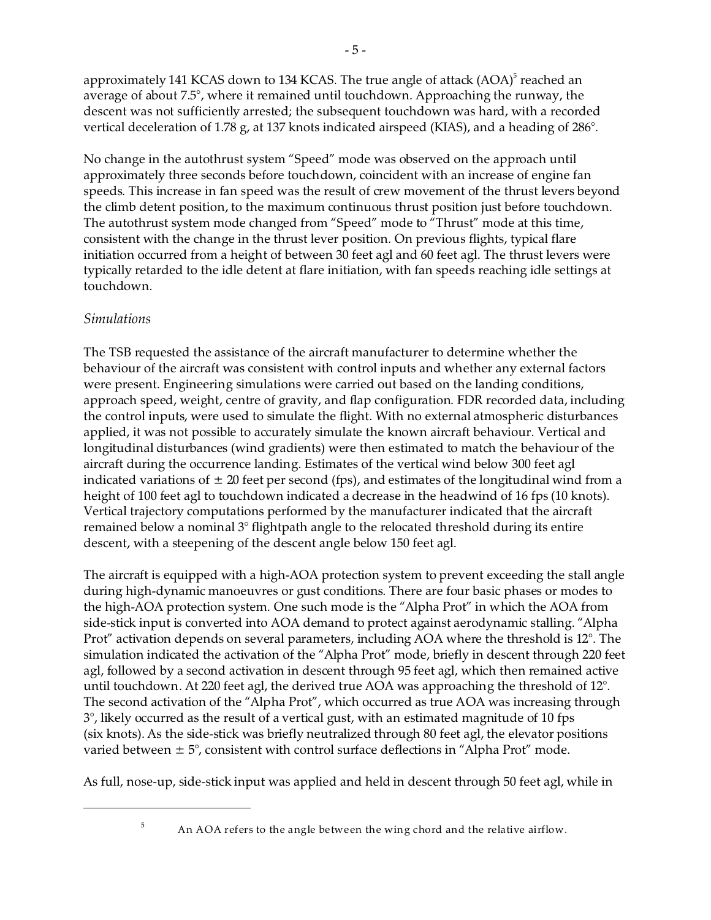approximately 141 KCAS down to 134 KCAS. The true angle of attack (AOA)[5] reached an average of about 7.5°, where it remained until touchdown. Approaching the runway, the descent was not sufficiently arrested; the subsequent touchdown was hard, with a recorded vertical deceleration of 1.78 g, at 137 knots indicated airspeed (KIAS), and a heading of 286°.

No change in the autothrust system "Speed" mode was observed on the approach until approximately three seconds before touchdown, coincident with an increase of engine fan speeds. This increase in fan speed was the result of crew movement of the thrust levers beyond the climb detent position, to the maximum continuous thrust position just before touchdown. The autothrust system mode changed from "Speed" mode to "Thrust" mode at this time, consistent with the change in the thrust lever position. On previous flights, typical flare initiation occurred from a height of between 30 feet agl and 60 feet agl. The thrust levers were typically retarded to the idle detent at flare initiation, with fan speeds reaching idle settings at touchdown.

*Simulations*

The TSB requested the assistance of the aircraft manufacturer to determine whether the behaviour of the aircraft was consistent with control inputs and whether any external factors were present. Engineering simulations were carried out based on the landing conditions, approach speed, weight, centre of gravity, and flap configuration. FDR recorded data, including the control inputs, were used to simulate the flight. With no external atmospheric disturbances applied, it was not possible to accurately simulate the known aircraft behaviour. Vertical and longitudinal disturbances (wind gradients) were then estimated to match the behaviour of the aircraft during the occurrence landing. Estimates of the vertical wind below 300 feet agl indicated variations of ± 20 feet per second (fps), and estimates of the longitudinal wind from a height of 100 feet agl to touchdown indicated a decrease in the headwind of 16 fps (10 knots). Vertical trajectory computations performed by the manufacturer indicated that the aircraft remained below a nominal 3° flightpath angle to the relocated threshold during its entire descent, with a steepening of the descent angle below 150 feet agl.

The aircraft is equipped with a high-AOA protection system to prevent exceeding the stall angle during high-dynamic manoeuvres or gust conditions. There are four basic phases or modes to the high-AOA protection system. One such mode is the "Alpha Prot" in which the AOA from side-stick input is converted into AOA demand to protect against aerodynamic stalling. "Alpha Prot" activation depends on several parameters, including AOA where the threshold is 12°. The simulation indicated the activation of the "Alpha Prot" mode, briefly in descent through 220 feet agl, followed by a second activation in descent through 95 feet agl, which then remained active until touchdown. At 220 feet agl, the derived true AOA was approaching the threshold of 12°. The second activation of the "Alpha Prot", which occurred as true AOA was increasing through 3°, likely occurred as the result of a vertical gust, with an estimated magnitude of 10 fps (six knots). As the side-stick was briefly neutralized through 80 feet agl, the elevator positions varied between ± 5°, consistent with control surface deflections in "Alpha Prot" mode.

As full, nose-up, side-stick input was applied and held in descent through 50 feet agl, while in

---

[5] An AOA refers to the angle between the wing chord and the relative airflow.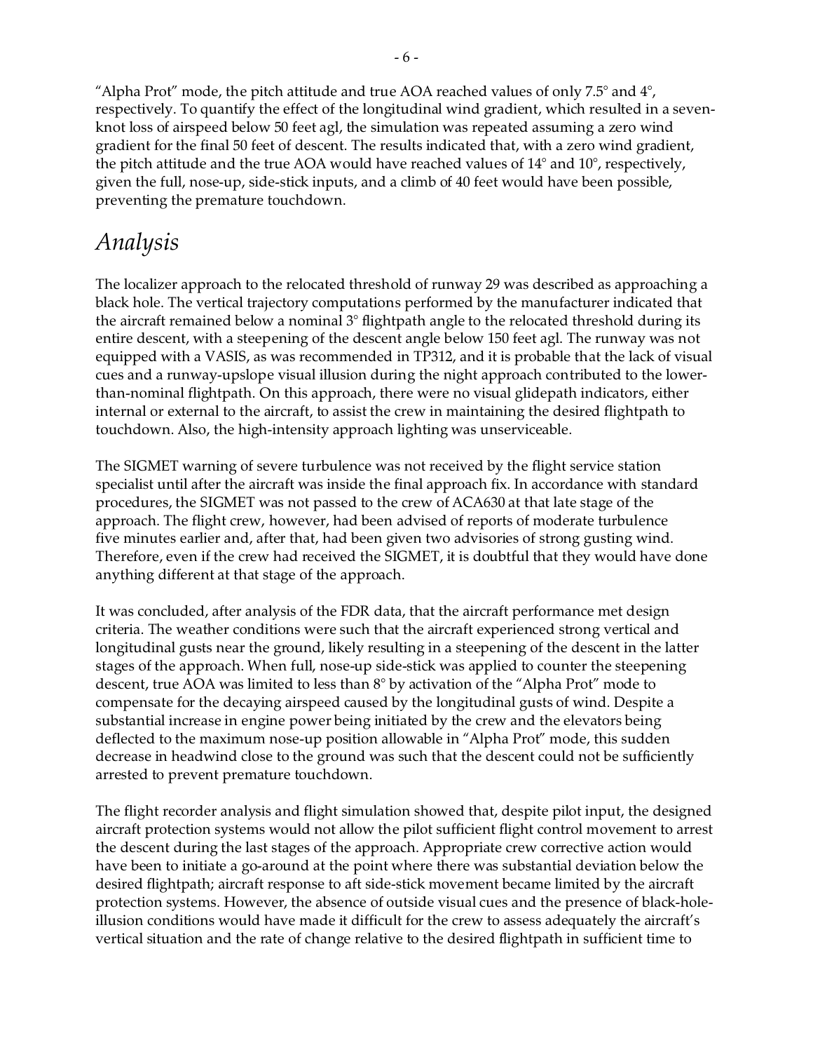"Alpha Prot" mode, the pitch attitude and true AOA reached values of only 7.5° and 4°, respectively. To quantify the effect of the longitudinal wind gradient, which resulted in a seven-knot loss of airspeed below 50 feet agl, the simulation was repeated assuming a zero wind gradient for the final 50 feet of descent. The results indicated that, with a zero wind gradient, the pitch attitude and the true AOA would have reached values of 14° and 10°, respectively, given the full, nose-up, side-stick inputs, and a climb of 40 feet would have been possible, preventing the premature touchdown.

## *Analysis*

The localizer approach to the relocated threshold of runway 29 was described as approaching a black hole. The vertical trajectory computations performed by the manufacturer indicated that the aircraft remained below a nominal 3° flightpath angle to the relocated threshold during its entire descent, with a steepening of the descent angle below 150 feet agl. The runway was not equipped with a VASIS, as was recommended in TP312, and it is probable that the lack of visual cues and a runway-upslope visual illusion during the night approach contributed to the lower-than-nominal flightpath. On this approach, there were no visual glidepath indicators, either internal or external to the aircraft, to assist the crew in maintaining the desired flightpath to touchdown. Also, the high-intensity approach lighting was unserviceable.

The SIGMET warning of severe turbulence was not received by the flight service station specialist until after the aircraft was inside the final approach fix. In accordance with standard procedures, the SIGMET was not passed to the crew of ACA630 at that late stage of the approach. The flight crew, however, had been advised of reports of moderate turbulence five minutes earlier and, after that, had been given two advisories of strong gusting wind. Therefore, even if the crew had received the SIGMET, it is doubtful that they would have done anything different at that stage of the approach.

It was concluded, after analysis of the FDR data, that the aircraft performance met design criteria. The weather conditions were such that the aircraft experienced strong vertical and longitudinal gusts near the ground, likely resulting in a steepening of the descent in the latter stages of the approach. When full, nose-up side-stick was applied to counter the steepening descent, true AOA was limited to less than 8° by activation of the "Alpha Prot" mode to compensate for the decaying airspeed caused by the longitudinal gusts of wind. Despite a substantial increase in engine power being initiated by the crew and the elevators being deflected to the maximum nose-up position allowable in "Alpha Prot" mode, this sudden decrease in headwind close to the ground was such that the descent could not be sufficiently arrested to prevent premature touchdown.

The flight recorder analysis and flight simulation showed that, despite pilot input, the designed aircraft protection systems would not allow the pilot sufficient flight control movement to arrest the descent during the last stages of the approach. Appropriate crew corrective action would have been to initiate a go-around at the point where there was substantial deviation below the desired flightpath; aircraft response to aft side-stick movement became limited by the aircraft protection systems. However, the absence of outside visual cues and the presence of black-hole-illusion conditions would have made it difficult for the crew to assess adequately the aircraft's vertical situation and the rate of change relative to the desired flightpath in sufficient time to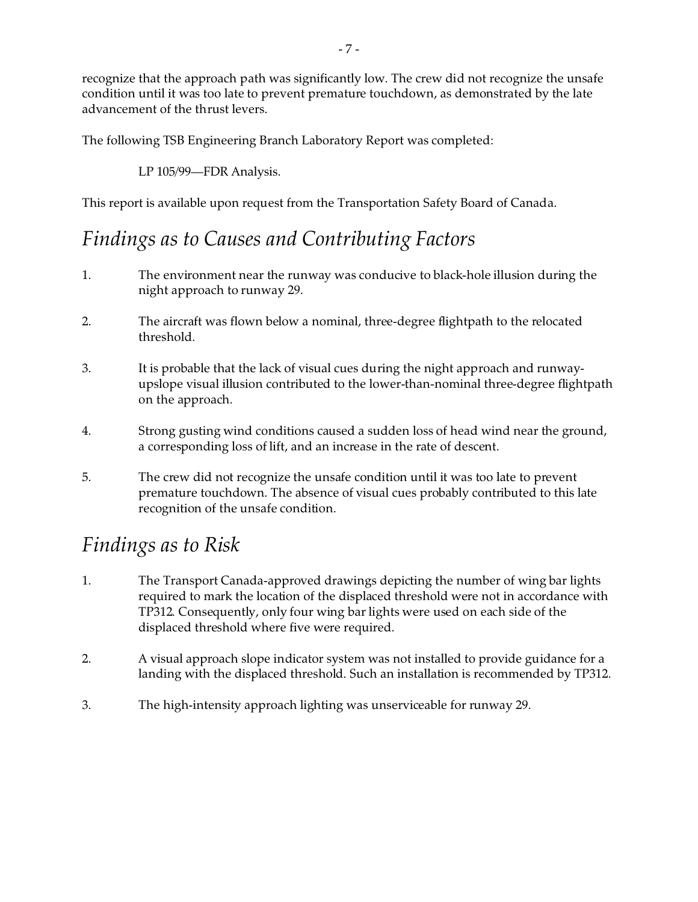recognize that the approach path was significantly low. The crew did not recognize the unsafe condition until it was too late to prevent premature touchdown, as demonstrated by the late advancement of the thrust levers.

The following TSB Engineering Branch Laboratory Report was completed:

> LP 105/99—FDR Analysis.

This report is available upon request from the Transportation Safety Board of Canada.

## *Findings as to Causes and Contributing Factors*

1. The environment near the runway was conducive to black-hole illusion during the night approach to runway 29.
2. The aircraft was flown below a nominal, three-degree flightpath to the relocated threshold.
3. It is probable that the lack of visual cues during the night approach and runway-upslope visual illusion contributed to the lower-than-nominal three-degree flightpath on the approach.
4. Strong gusting wind conditions caused a sudden loss of head wind near the ground, a corresponding loss of lift, and an increase in the rate of descent.
5. The crew did not recognize the unsafe condition until it was too late to prevent premature touchdown. The absence of visual cues probably contributed to this late recognition of the unsafe condition.

## *Findings as to Risk*

1. The Transport Canada-approved drawings depicting the number of wing bar lights required to mark the location of the displaced threshold were not in accordance with TP312. Consequently, only four wing bar lights were used on each side of the displaced threshold where five were required.
2. A visual approach slope indicator system was not installed to provide guidance for a landing with the displaced threshold. Such an installation is recommended by TP312.
3. The high-intensity approach lighting was unserviceable for runway 29.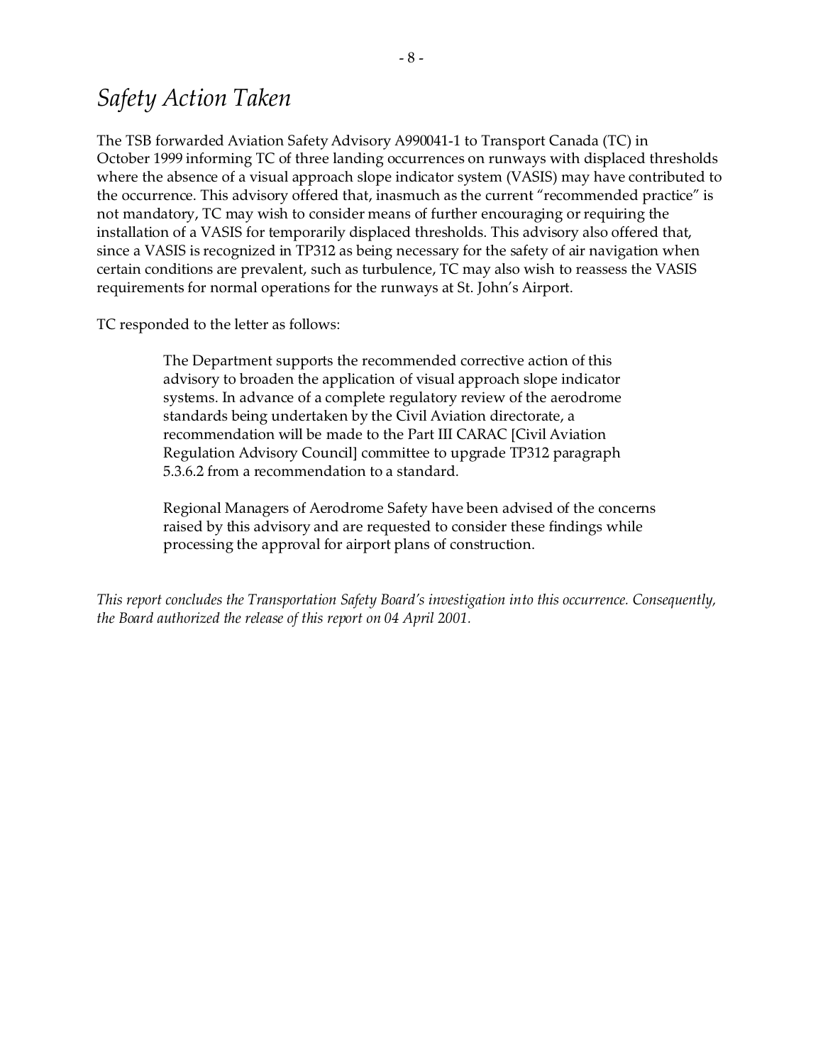## *Safety Action Taken*

The TSB forwarded Aviation Safety Advisory A990041-1 to Transport Canada (TC) in October 1999 informing TC of three landing occurrences on runways with displaced thresholds where the absence of a visual approach slope indicator system (VASIS) may have contributed to the occurrence. This advisory offered that, inasmuch as the current "recommended practice" is not mandatory, TC may wish to consider means of further encouraging or requiring the installation of a VASIS for temporarily displaced thresholds. This advisory also offered that, since a VASIS is recognized in TP312 as being necessary for the safety of air navigation when certain conditions are prevalent, such as turbulence, TC may also wish to reassess the VASIS requirements for normal operations for the runways at St. John's Airport.

TC responded to the letter as follows:

> The Department supports the recommended corrective action of this advisory to broaden the application of visual approach slope indicator systems. In advance of a complete regulatory review of the aerodrome standards being undertaken by the Civil Aviation directorate, a recommendation will be made to the Part III CARAC [Civil Aviation Regulation Advisory Council] committee to upgrade TP312 paragraph 5.3.6.2 from a recommendation to a standard.
>
> Regional Managers of Aerodrome Safety have been advised of the concerns raised by this advisory and are requested to consider these findings while processing the approval for airport plans of construction.

*This report concludes the Transportation Safety Board's investigation into this occurrence. Consequently, the Board authorized the release of this report on 04 April 2001.*